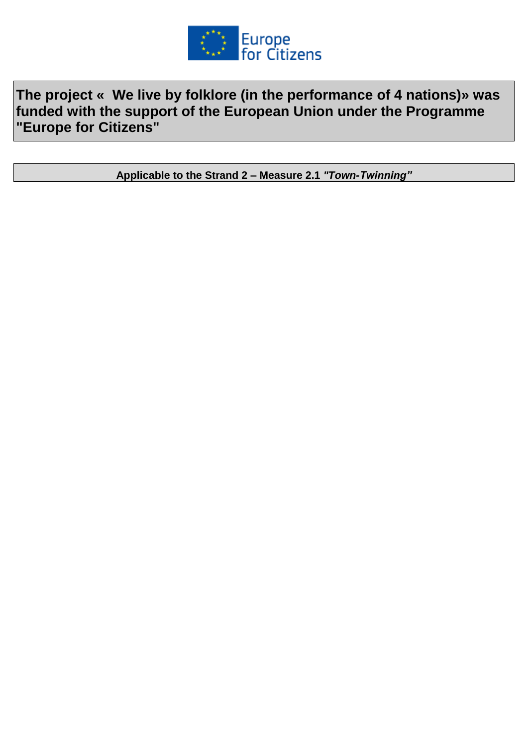Europe for Citizens

**The project «  We live by folklore (in the performance of 4 nations)» was funded with the support of the European Union under the Programme "Europe for Citizens"**

**Applicable to the Strand 2 – Measure 2.1 *"Town-Twinning"***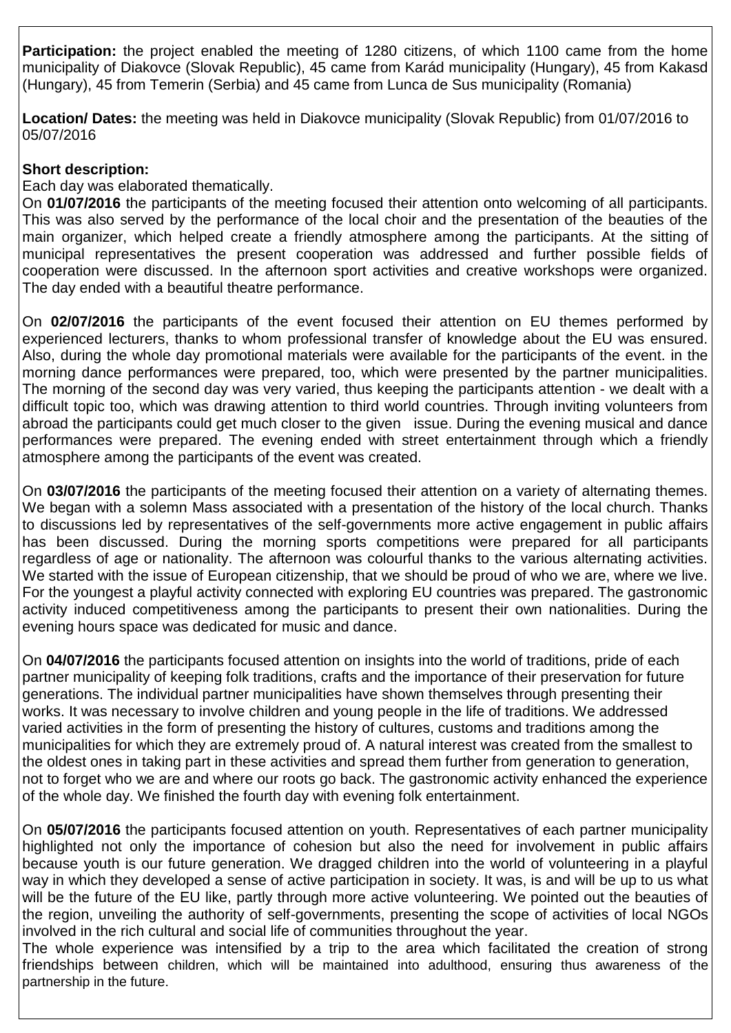**Participation:** the project enabled the meeting of 1280 citizens, of which 1100 came from the home municipality of Diakovce (Slovak Republic), 45 came from Karád municipality (Hungary), 45 from Kakasd (Hungary), 45 from Temerin (Serbia) and 45 came from Lunca de Sus municipality (Romania)

**Location/ Dates:** the meeting was held in Diakovce municipality (Slovak Republic) from 01/07/2016 to 05/07/2016

**Short description:**

Each day was elaborated thematically.

On **01/07/2016** the participants of the meeting focused their attention onto welcoming of all participants. This was also served by the performance of the local choir and the presentation of the beauties of the main organizer, which helped create a friendly atmosphere among the participants. At the sitting of municipal representatives the present cooperation was addressed and further possible fields of cooperation were discussed. In the afternoon sport activities and creative workshops were organized. The day ended with a beautiful theatre performance.

On **02/07/2016** the participants of the event focused their attention on EU themes performed by experienced lecturers, thanks to whom professional transfer of knowledge about the EU was ensured. Also, during the whole day promotional materials were available for the participants of the event. in the morning dance performances were prepared, too, which were presented by the partner municipalities. The morning of the second day was very varied, thus keeping the participants attention - we dealt with a difficult topic too, which was drawing attention to third world countries. Through inviting volunteers from abroad the participants could get much closer to the given issue. During the evening musical and dance performances were prepared. The evening ended with street entertainment through which a friendly atmosphere among the participants of the event was created.

On **03/07/2016** the participants of the meeting focused their attention on a variety of alternating themes. We began with a solemn Mass associated with a presentation of the history of the local church. Thanks to discussions led by representatives of the self-governments more active engagement in public affairs has been discussed. During the morning sports competitions were prepared for all participants regardless of age or nationality. The afternoon was colourful thanks to the various alternating activities. We started with the issue of European citizenship, that we should be proud of who we are, where we live. For the youngest a playful activity connected with exploring EU countries was prepared. The gastronomic activity induced competitiveness among the participants to present their own nationalities. During the evening hours space was dedicated for music and dance.

On **04/07/2016** the participants focused attention on insights into the world of traditions, pride of each partner municipality of keeping folk traditions, crafts and the importance of their preservation for future generations. The individual partner municipalities have shown themselves through presenting their works. It was necessary to involve children and young people in the life of traditions. We addressed varied activities in the form of presenting the history of cultures, customs and traditions among the municipalities for which they are extremely proud of. A natural interest was created from the smallest to the oldest ones in taking part in these activities and spread them further from generation to generation, not to forget who we are and where our roots go back. The gastronomic activity enhanced the experience of the whole day. We finished the fourth day with evening folk entertainment.

On **05/07/2016** the participants focused attention on youth. Representatives of each partner municipality highlighted not only the importance of cohesion but also the need for involvement in public affairs because youth is our future generation. We dragged children into the world of volunteering in a playful way in which they developed a sense of active participation in society. It was, is and will be up to us what will be the future of the EU like, partly through more active volunteering. We pointed out the beauties of the region, unveiling the authority of self-governments, presenting the scope of activities of local NGOs involved in the rich cultural and social life of communities throughout the year.

The whole experience was intensified by a trip to the area which facilitated the creation of strong friendships between children, which will be maintained into adulthood, ensuring thus awareness of the partnership in the future.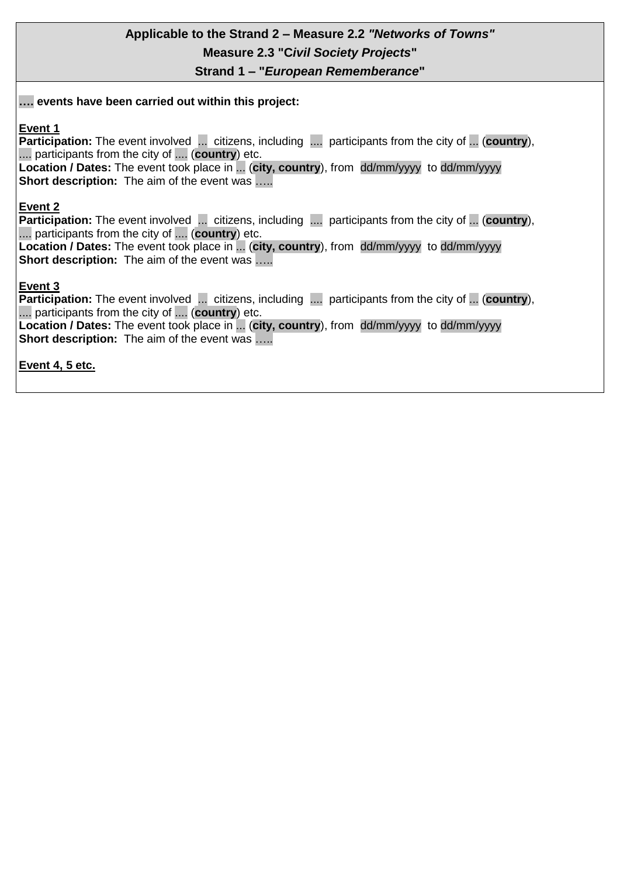**Applicable to the Strand 2 – Measure 2.2 *"Networks of Towns"***

**Measure 2.3 "*Civil Society Projects*"**

**Strand 1 – "*European Rememberance*"**

**…. events have been carried out within this project:**

**Event 1**
**Participation:** The event involved ... citizens, including .... participants from the city of ... (**country**), .... participants from the city of .... (**country**) etc.
**Location / Dates:** The event took place in ... (**city, country**), from dd/mm/yyyy to dd/mm/yyyy
**Short description:** The aim of the event was …..

**Event 2**
**Participation:** The event involved ... citizens, including .... participants from the city of ... (**country**), .... participants from the city of .... (**country**) etc.
**Location / Dates:** The event took place in ... (**city, country**), from dd/mm/yyyy to dd/mm/yyyy
**Short description:** The aim of the event was …..

**Event 3**
**Participation:** The event involved ... citizens, including .... participants from the city of ... (**country**), .... participants from the city of .... (**country**) etc.
**Location / Dates:** The event took place in ... (**city, country**), from dd/mm/yyyy to dd/mm/yyyy
**Short description:** The aim of the event was …..

**Event 4, 5 etc.**